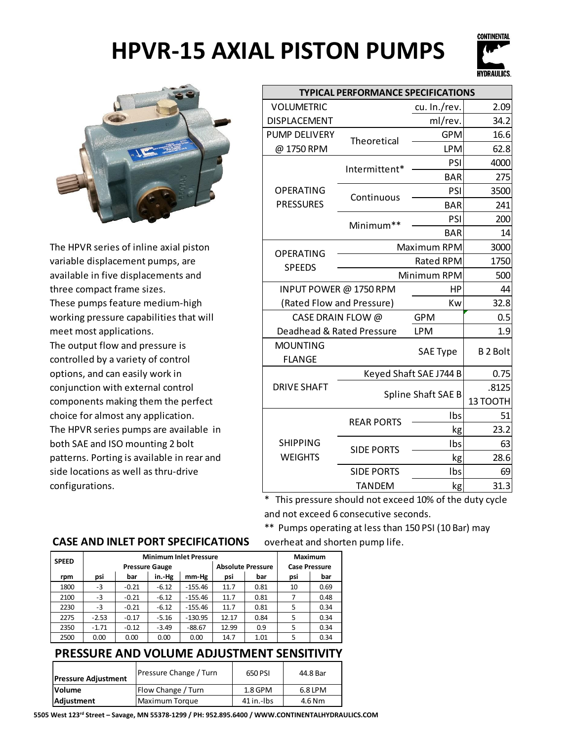# HPVR-15 AXIAL PISTON PUMPS

The HPVR series of inline axial piston variable displacement pumps, are available in five displacements and three compact frame sizes.
These pumps feature medium-high working pressure capabilities that will meet most applications.
The output flow and pressure is controlled by a variety of control options, and can easily work in conjunction with external control components making them the perfect choice for almost any application.
The HPVR series pumps are available in both SAE and ISO mounting 2 bolt patterns. Porting is available in rear and side locations as well as thru-drive configurations.

| TYPICAL PERFORMANCE SPECIFICATIONS | | | |
|---|---|---|---|
| VOLUMETRIC DISPLACEMENT | | cu. In./rev. | 2.09 |
| | | ml/rev. | 34.2 |
| PUMP DELIVERY @ 1750 RPM | Theoretical | GPM | 16.6 |
| | | LPM | 62.8 |
| OPERATING PRESSURES | Intermittent* | PSI | 4000 |
| | | BAR | 275 |
| | Continuous | PSI | 3500 |
| | | BAR | 241 |
| | Minimum** | PSI | 200 |
| | | BAR | 14 |
| OPERATING SPEEDS | | Maximum RPM | 3000 |
| | | Rated RPM | 1750 |
| | | Minimum RPM | 500 |
| INPUT POWER @ 1750 RPM (Rated Flow and Pressure) | | HP | 44 |
| | | Kw | 32.8 |
| CASE DRAIN FLOW @ Deadhead & Rated Pressure | | GPM | 0.5 |
| | | LPM | 1.9 |
| MOUNTING FLANGE | | SAE Type | B 2 Bolt |
| DRIVE SHAFT | | Keyed Shaft SAE J744 B | 0.75 |
| | | Spline Shaft SAE B | .8125 13 TOOTH |
| SHIPPING WEIGHTS | REAR PORTS | lbs | 51 |
| | | kg | 23.2 |
| | SIDE PORTS | lbs | 63 |
| | | kg | 28.6 |
| | SIDE PORTS TANDEM | lbs | 69 |
| | | kg | 31.3 |

\* This pressure should not exceed 10% of the duty cycle and not exceed 6 consecutive seconds.

\*\* Pumps operating at less than 150 PSI (10 Bar) may overheat and shorten pump life.

## CASE AND INLET PORT SPECIFICATIONS

| SPEED | Minimum Inlet Pressure | | | | | | Maximum Case Pressure | |
|---|---|---|---|---|---|---|---|---|
| | Pressure Gauge | | | | Absolute Pressure | | | |
| rpm | psi | bar | in.-Hg | mm-Hg | psi | bar | psi | bar |
| 1800 | -3 | -0.21 | -6.12 | -155.46 | 11.7 | 0.81 | 10 | 0.69 |
| 2100 | -3 | -0.21 | -6.12 | -155.46 | 11.7 | 0.81 | 7 | 0.48 |
| 2230 | -3 | -0.21 | -6.12 | -155.46 | 11.7 | 0.81 | 5 | 0.34 |
| 2275 | -2.53 | -0.17 | -5.16 | -130.95 | 12.17 | 0.84 | 5 | 0.34 |
| 2350 | -1.71 | -0.12 | -3.49 | -88.67 | 12.99 | 0.9 | 5 | 0.34 |
| 2500 | 0.00 | 0.00 | 0.00 | 0.00 | 14.7 | 1.01 | 5 | 0.34 |

## PRESSURE AND VOLUME ADJUSTMENT SENSITIVITY

| | | | |
|---|---|---|---|
| **Pressure Adjustment** | Pressure Change / Turn | 650 PSI | 44.8 Bar |
| **Volume Adjustment** | Flow Change / Turn | 1.8 GPM | 6.8 LPM |
| | Maximum Torque | 41 in.-lbs | 4.6 Nm |

**5505 West 123rd Street – Savage, MN 55378-1299 / PH: 952.895.6400 / WWW.CONTINENTALHYDRAULICS.COM**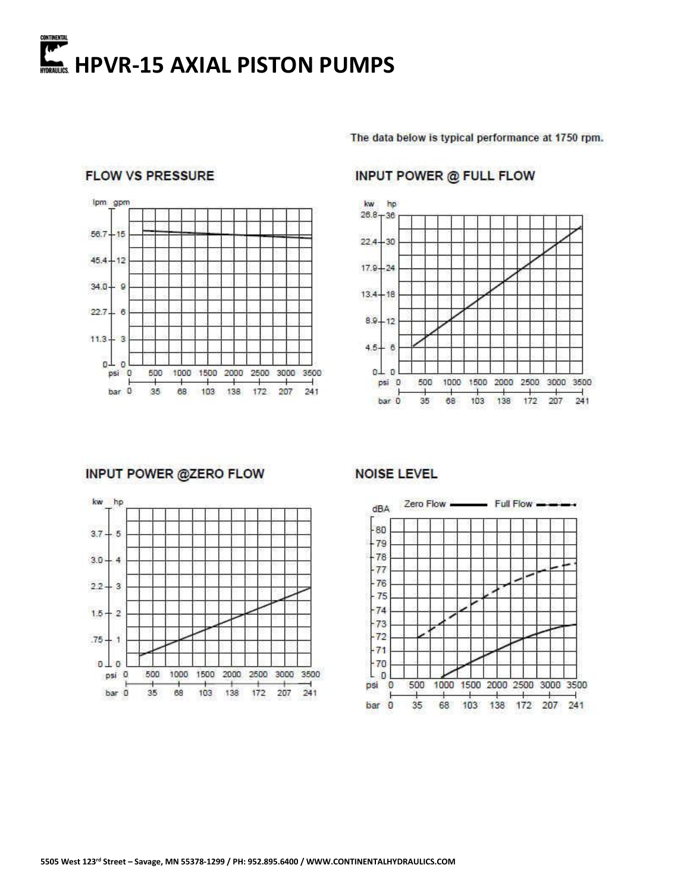# HPVR-15 AXIAL PISTON PUMPS

The data below is typical performance at 1750 rpm.

## FLOW VS PRESSURE

lpm gpm

56.7 – 15

45.4 – 12

34.0 – 9

22.7 – 6

11.3 – 3

0 – 0

psi 0 500 1000 1500 2000 2500 3000 3500

bar 0 35 68 103 138 172 207 241

## INPUT POWER @ FULL FLOW

kw hp

26.8 – 36

22.4 – 30

17.9 – 24

13.4 – 18

8.9 – 12

4.5 – 6

0 – 0

psi 0 500 1000 1500 2000 2500 3000 3500

bar 0 35 68 103 138 172 207 241

## INPUT POWER @ZERO FLOW

kw hp

3.7 – 5

3.0 – 4

2.2 – 3

1.5 – 2

.75 – 1

0 – 0

psi 0 500 1000 1500 2000 2500 3000 3500

bar 0 35 68 103 138 172 207 241

## NOISE LEVEL

dBA

Zero Flow

Full Flow

80

79

78

77

76

75

74

73

72

71

70

0

psi 0 500 1000 1500 2000 2500 3000 3500

bar 0 35 68 103 138 172 207 241

5505 West 123rd Street – Savage, MN 55378-1299 / PH: 952.895.6400 / WWW.CONTINENTALHYDRAULICS.COM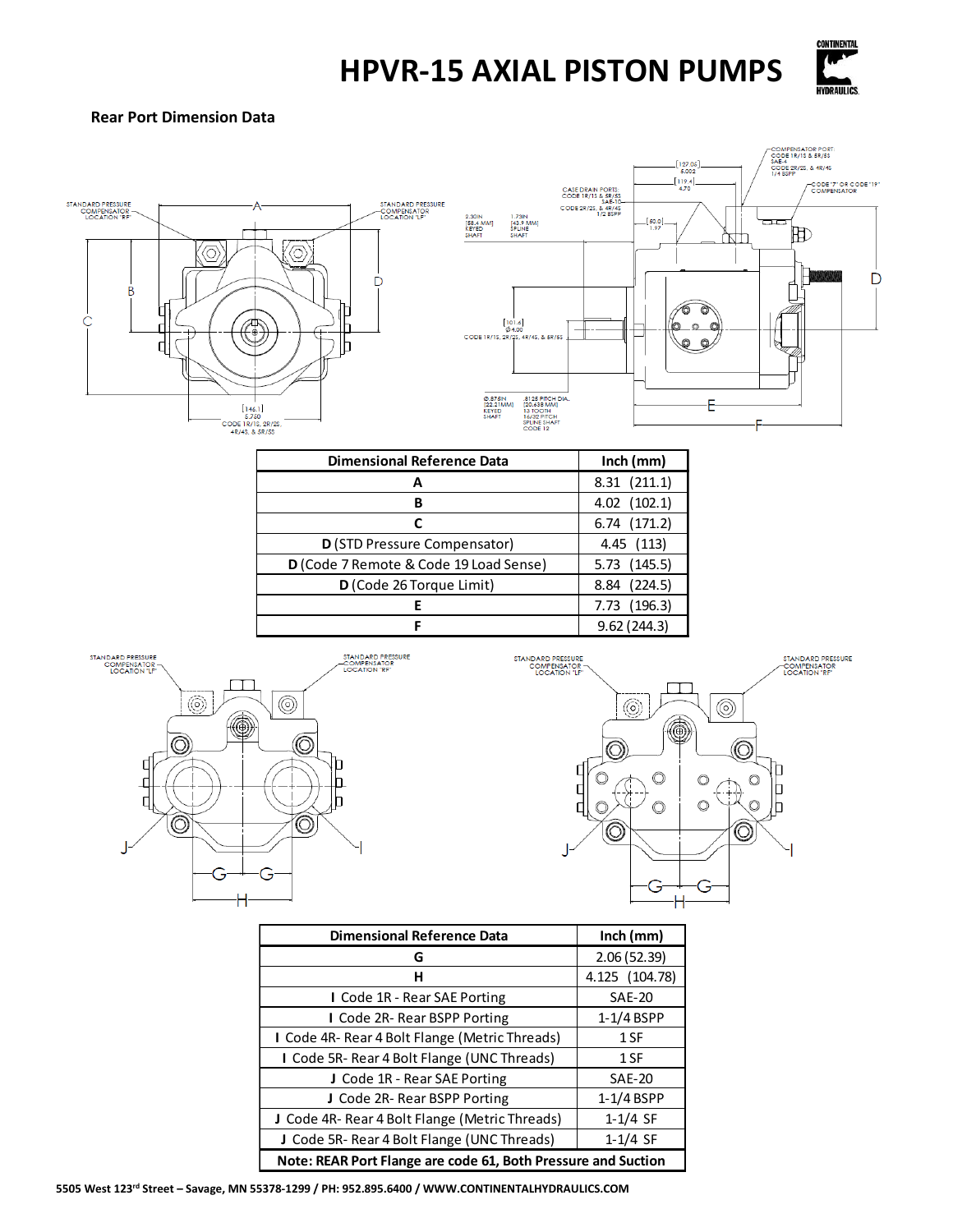# HPVR-15 AXIAL PISTON PUMPS

**Rear Port Dimension Data**

STANDARD PRESSURE COMPENSATOR LOCATION "RF"

STANDARD PRESSURE COMPENSATOR LOCATION "LF"

A

B

C

D

[146.1]
5.750
CODE 1R/1S, 2R/2S, 4R/4S, & 5R/5S

2.30IN [58.4 MM] KEYED SHAFT

1.73IN [43.9 MM] SPLINE SHAFT

CASE DRAIN PORTS: CODE 1R/1S & 5R/5S SAE-10
CODE 2R/2S, & 4R/4S 1/2 BSPP

[127.08]
5.002

[119.4]
4.70

[50.0]
1.97

COMPENSATOR PORT: CODE 1R/1S & 5R/5S SAE-4
CODE 2R/2S, & 4R/4S 1/4 BSPP

CODE "7" OR CODE "19" COMPENSATOR

[101.6]
Ø 4.00
CODE 1R/1S, 2R/2S, 4R/4S, & 5R/5S

Ø.875IN [22.23MM] KEYED SHAFT

.8125 PITCH DIA. [20.638 MM] 13 TOOTH 16/32 PITCH SPLINE SHAFT CODE 12

E

F

| Dimensional Reference Data | Inch (mm) |
|---|---|
| **A** | 8.31 (211.1) |
| **B** | 4.02 (102.1) |
| **C** | 6.74 (171.2) |
| **D** (STD Pressure Compensator) | 4.45 (113) |
| **D** (Code 7 Remote & Code 19 Load Sense) | 5.73 (145.5) |
| **D** (Code 26 Torque Limit) | 8.84 (224.5) |
| **E** | 7.73 (196.3) |
| **F** | 9.62 (244.3) |

STANDARD PRESSURE COMPENSATOR LOCATION "LF"

STANDARD PRESSURE COMPENSATOR LOCATION "RF"

J

I

G

G

H

STANDARD PRESSURE COMPENSATOR LOCATION "LF"

STANDARD PRESSURE COMPENSATOR LOCATION "RF"

J

I

G

G

H

| Dimensional Reference Data | Inch (mm) |
|---|---|
| **G** | 2.06 (52.39) |
| **H** | 4.125 (104.78) |
| **I** Code 1R - Rear SAE Porting | SAE-20 |
| **I** Code 2R- Rear BSPP Porting | 1-1/4 BSPP |
| **I** Code 4R- Rear 4 Bolt Flange (Metric Threads) | 1 SF |
| **I** Code 5R- Rear 4 Bolt Flange (UNC Threads) | 1 SF |
| **J** Code 1R - Rear SAE Porting | SAE-20 |
| **J** Code 2R- Rear BSPP Porting | 1-1/4 BSPP |
| **J** Code 4R- Rear 4 Bolt Flange (Metric Threads) | 1-1/4 SF |
| **J** Code 5R- Rear 4 Bolt Flange (UNC Threads) | 1-1/4 SF |
| **Note: REAR Port Flange are code 61, Both Pressure and Suction** | |

**5505 West 123rd Street – Savage, MN 55378-1299 / PH: 952.895.6400 / WWW.CONTINENTALHYDRAULICS.COM**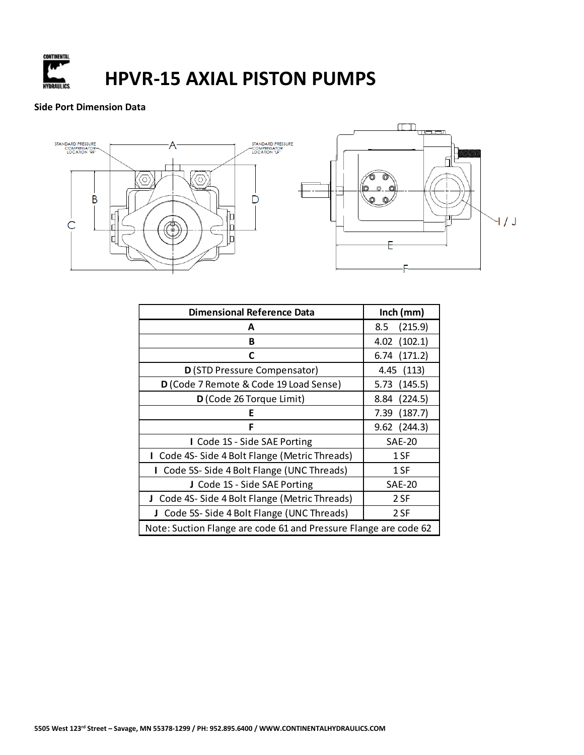# HPVR-15 AXIAL PISTON PUMPS

**Side Port Dimension Data**

STANDARD PRESSURE COMPENSATOR LOCATION "RF"

STANDARD PRESSURE COMPENSATOR LOCATION "LF"

A

B

C

D

E

F

I / J

| Dimensional Reference Data | Inch (mm) |
|---|---|
| **A** | 8.5 (215.9) |
| **B** | 4.02 (102.1) |
| **C** | 6.74 (171.2) |
| **D** (STD Pressure Compensator) | 4.45 (113) |
| **D** (Code 7 Remote & Code 19 Load Sense) | 5.73 (145.5) |
| **D** (Code 26 Torque Limit) | 8.84 (224.5) |
| **E** | 7.39 (187.7) |
| **F** | 9.62 (244.3) |
| **I** Code 1S - Side SAE Porting | SAE-20 |
| **I** Code 4S- Side 4 Bolt Flange (Metric Threads) | 1 SF |
| **I** Code 5S- Side 4 Bolt Flange (UNC Threads) | 1 SF |
| **J** Code 1S - Side SAE Porting | SAE-20 |
| **J** Code 4S- Side 4 Bolt Flange (Metric Threads) | 2 SF |
| **J** Code 5S- Side 4 Bolt Flange (UNC Threads) | 2 SF |
| Note: Suction Flange are code 61 and Pressure Flange are code 62 | |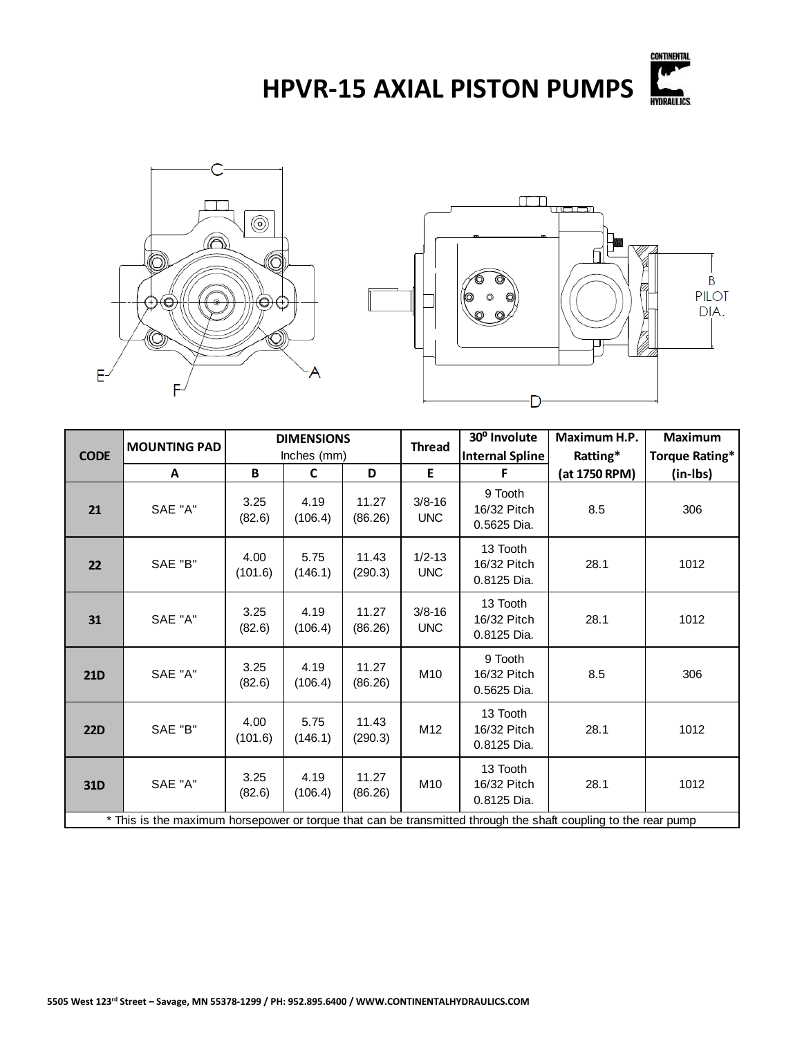# HPVR-15 AXIAL PISTON PUMPS

C

E

F

A

B
PILOT
DIA.

D

| CODE | MOUNTING PAD | DIMENSIONS Inches (mm) | | | Thread | 30⁰ Involute Internal Spline | Maximum H.P. Ratting* | Maximum Torque Rating* |
|---|---|---|---|---|---|---|---|---|
| | A | B | C | D | E | F | (at 1750 RPM) | (in-lbs) |
| **21** | SAE "A" | 3.25 (82.6) | 4.19 (106.4) | 11.27 (86.26) | 3/8-16 UNC | 9 Tooth 16/32 Pitch 0.5625 Dia. | 8.5 | 306 |
| **22** | SAE "B" | 4.00 (101.6) | 5.75 (146.1) | 11.43 (290.3) | 1/2-13 UNC | 13 Tooth 16/32 Pitch 0.8125 Dia. | 28.1 | 1012 |
| **31** | SAE "A" | 3.25 (82.6) | 4.19 (106.4) | 11.27 (86.26) | 3/8-16 UNC | 13 Tooth 16/32 Pitch 0.8125 Dia. | 28.1 | 1012 |
| **21D** | SAE "A" | 3.25 (82.6) | 4.19 (106.4) | 11.27 (86.26) | M10 | 9 Tooth 16/32 Pitch 0.5625 Dia. | 8.5 | 306 |
| **22D** | SAE "B" | 4.00 (101.6) | 5.75 (146.1) | 11.43 (290.3) | M12 | 13 Tooth 16/32 Pitch 0.8125 Dia. | 28.1 | 1012 |
| **31D** | SAE "A" | 3.25 (82.6) | 4.19 (106.4) | 11.27 (86.26) | M10 | 13 Tooth 16/32 Pitch 0.8125 Dia. | 28.1 | 1012 |

* This is the maximum horsepower or torque that can be transmitted through the shaft coupling to the rear pump

**5505 West 123rd Street – Savage, MN 55378-1299 / PH: 952.895.6400 / WWW.CONTINENTALHYDRAULICS.COM**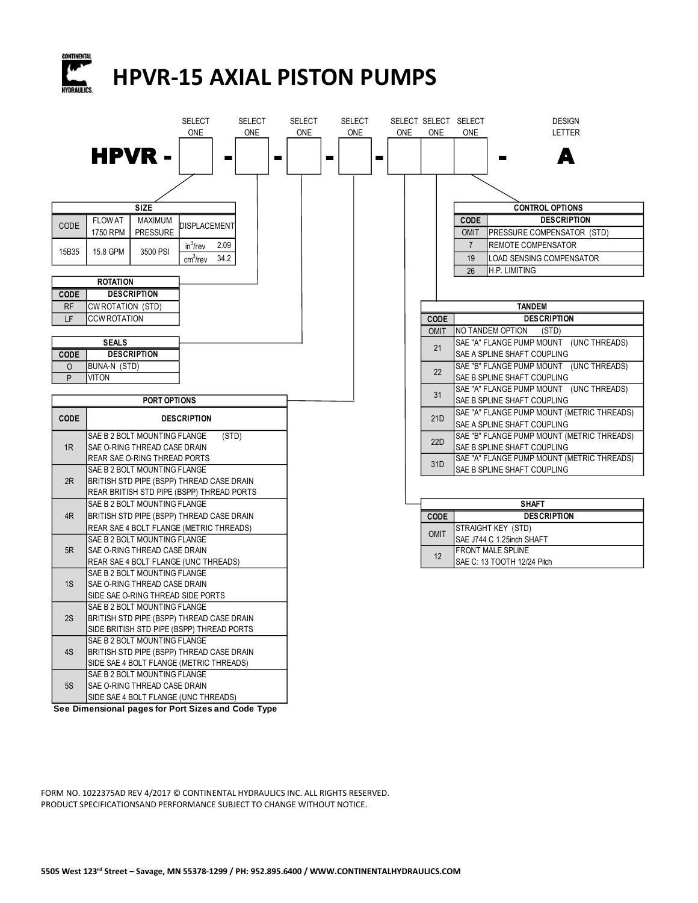# HPVR-15 AXIAL PISTON PUMPS

**HPVR - [SELECT ONE] - [SELECT ONE] - [SELECT ONE] - [SELECT ONE] - [SELECT ONE] [SELECT ONE] [SELECT ONE] - A** (DESIGN LETTER)

| SIZE | | | | |
|---|---|---|---|---|
| CODE | FLOW AT 1750 RPM | MAXIMUM PRESSURE | DISPLACEMENT | |
| 15B35 | 15.8 GPM | 3500 PSI | $in^3/rev$ | 2.09 |
| | | | $cm^3/rev$ | 34.2 |

| ROTATION | |
|---|---|
| CODE | DESCRIPTION |
| RF | CW ROTATION (STD) |
| LF | CCW ROTATION |

| SEALS | |
|---|---|
| CODE | DESCRIPTION |
| O | BUNA-N (STD) |
| P | VITON |

| PORT OPTIONS | |
|---|---|
| CODE | DESCRIPTION |
| 1R | SAE B 2 BOLT MOUNTING FLANGE (STD)<br>SAE O-RING THREAD CASE DRAIN<br>REAR SAE O-RING THREAD PORTS |
| 2R | SAE B 2 BOLT MOUNTING FLANGE<br>BRITISH STD PIPE (BSPP) THREAD CASE DRAIN<br>REAR BRITISH STD PIPE (BSPP) THREAD PORTS |
| 4R | SAE B 2 BOLT MOUNTING FLANGE<br>BRITISH STD PIPE (BSPP) THREAD CASE DRAIN<br>REAR SAE 4 BOLT FLANGE (METRIC THREADS) |
| 5R | SAE B 2 BOLT MOUNTING FLANGE<br>SAE O-RING THREAD CASE DRAIN<br>REAR SAE 4 BOLT FLANGE (UNC THREADS) |
| 1S | SAE B 2 BOLT MOUNTING FLANGE<br>SAE O-RING THREAD CASE DRAIN<br>SIDE SAE O-RING THREAD SIDE PORTS |
| 2S | SAE B 2 BOLT MOUNTING FLANGE<br>BRITISH STD PIPE (BSPP) THREAD CASE DRAIN<br>SIDE BRITISH STD PIPE (BSPP) THREAD PORTS |
| 4S | SAE B 2 BOLT MOUNTING FLANGE<br>BRITISH STD PIPE (BSPP) THREAD CASE DRAIN<br>SIDE SAE 4 BOLT FLANGE (METRIC THREADS) |
| 5S | SAE B 2 BOLT MOUNTING FLANGE<br>SAE O-RING THREAD CASE DRAIN<br>SIDE SAE 4 BOLT FLANGE (UNC THREADS) |

**See Dimensional pages for Port Sizes and Code Type**

| CONTROL OPTIONS | |
|---|---|
| CODE | DESCRIPTION |
| OMIT | PRESSURE COMPENSATOR (STD) |
| 7 | REMOTE COMPENSATOR |
| 19 | LOAD SENSING COMPENSATOR |
| 26 | H.P. LIMITING |

| TANDEM | |
|---|---|
| CODE | DESCRIPTION |
| OMIT | NO TANDEM OPTION (STD) |
| 21 | SAE "A" FLANGE PUMP MOUNT (UNC THREADS)<br>SAE A SPLINE SHAFT COUPLING |
| 22 | SAE "B" FLANGE PUMP MOUNT (UNC THREADS)<br>SAE B SPLINE SHAFT COUPLING |
| 31 | SAE "A" FLANGE PUMP MOUNT (UNC THREADS)<br>SAE B SPLINE SHAFT COUPLING |
| 21D | SAE "A" FLANGE PUMP MOUNT (METRIC THREADS)<br>SAE A SPLINE SHAFT COUPLING |
| 22D | SAE "B" FLANGE PUMP MOUNT (METRIC THREADS)<br>SAE B SPLINE SHAFT COUPLING |
| 31D | SAE "A" FLANGE PUMP MOUNT (METRIC THREADS)<br>SAE B SPLINE SHAFT COUPLING |

| SHAFT | |
|---|---|
| CODE | DESCRIPTION |
| OMIT | STRAIGHT KEY (STD)<br>SAE J744 C 1.25inch SHAFT |
| 12 | FRONT MALE SPLINE<br>SAE C: 13 TOOTH 12/24 Pitch |

FORM NO. 1022375AD REV 4/2017 © CONTINENTAL HYDRAULICS INC. ALL RIGHTS RESERVED.
PRODUCT SPECIFICATIONSAND PERFORMANCE SUBJECT TO CHANGE WITHOUT NOTICE.

**5505 West 123rd Street – Savage, MN 55378-1299 / PH: 952.895.6400 / WWW.CONTINENTALHYDRAULICS.COM**